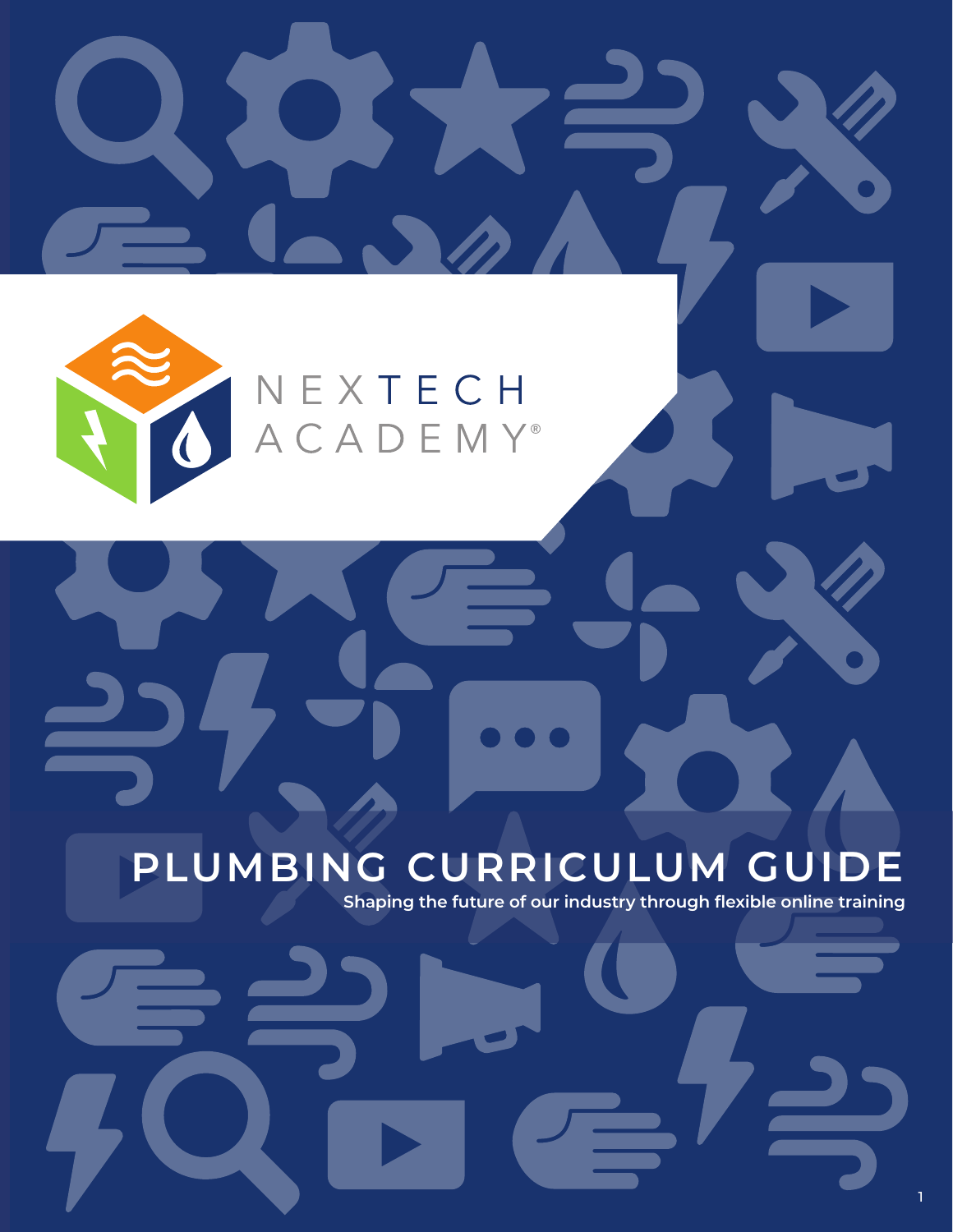NEXTECH ACADEMY®

# PLUMBING CURRICULUM GUIDE

**Shaping the future of our industry through flexible online training**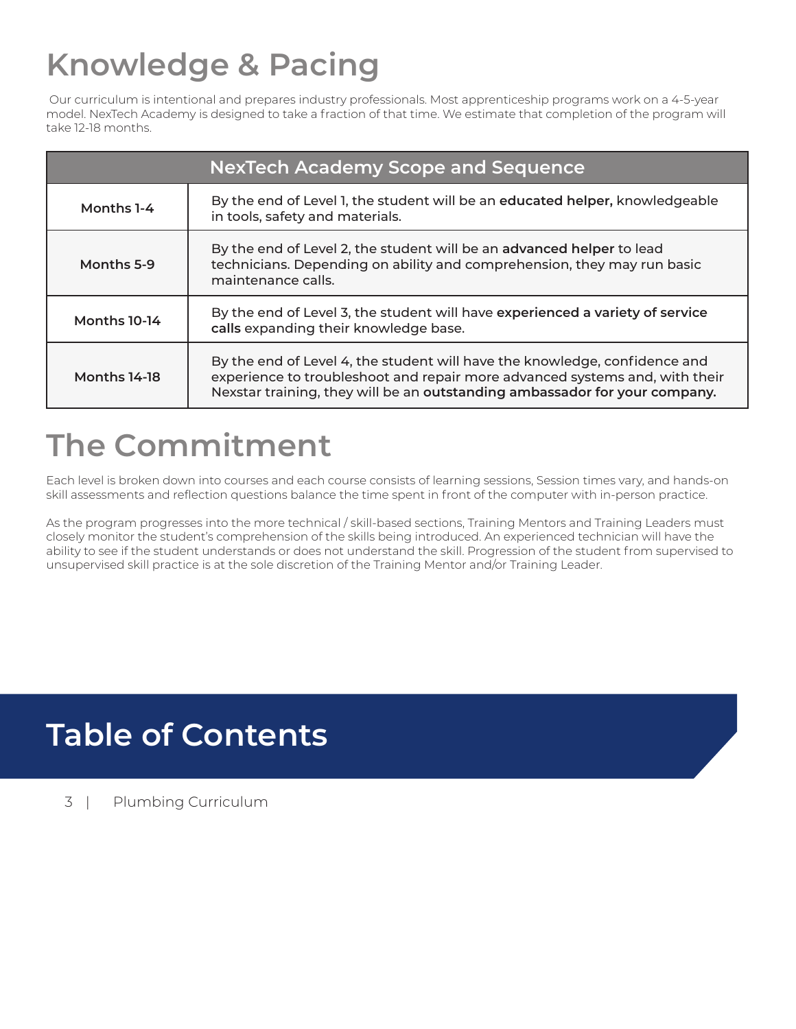# Knowledge & Pacing

Our curriculum is intentional and prepares industry professionals. Most apprenticeship programs work on a 4-5-year model. NexTech Academy is designed to take a fraction of that time. We estimate that completion of the program will take 12-18 months.

| NexTech Academy Scope and Sequence | |
|---|---|
| **Months 1-4** | By the end of Level 1, the student will be an **educated helper,** knowledgeable in tools, safety and materials. |
| **Months 5-9** | By the end of Level 2, the student will be an **advanced helper** to lead technicians. Depending on ability and comprehension, they may run basic maintenance calls. |
| **Months 10-14** | By the end of Level 3, the student will have **experienced a variety of service calls** expanding their knowledge base. |
| **Months 14-18** | By the end of Level 4, the student will have the knowledge, confidence and experience to troubleshoot and repair more advanced systems and, with their Nexstar training, they will be an **outstanding ambassador for your company.** |

# The Commitment

Each level is broken down into courses and each course consists of learning sessions, Session times vary, and hands-on skill assessments and reflection questions balance the time spent in front of the computer with in-person practice.

As the program progresses into the more technical / skill-based sections, Training Mentors and Training Leaders must closely monitor the student's comprehension of the skills being introduced. An experienced technician will have the ability to see if the student understands or does not understand the skill. Progression of the student from supervised to unsupervised skill practice is at the sole discretion of the Training Mentor and/or Training Leader.

# Table of Contents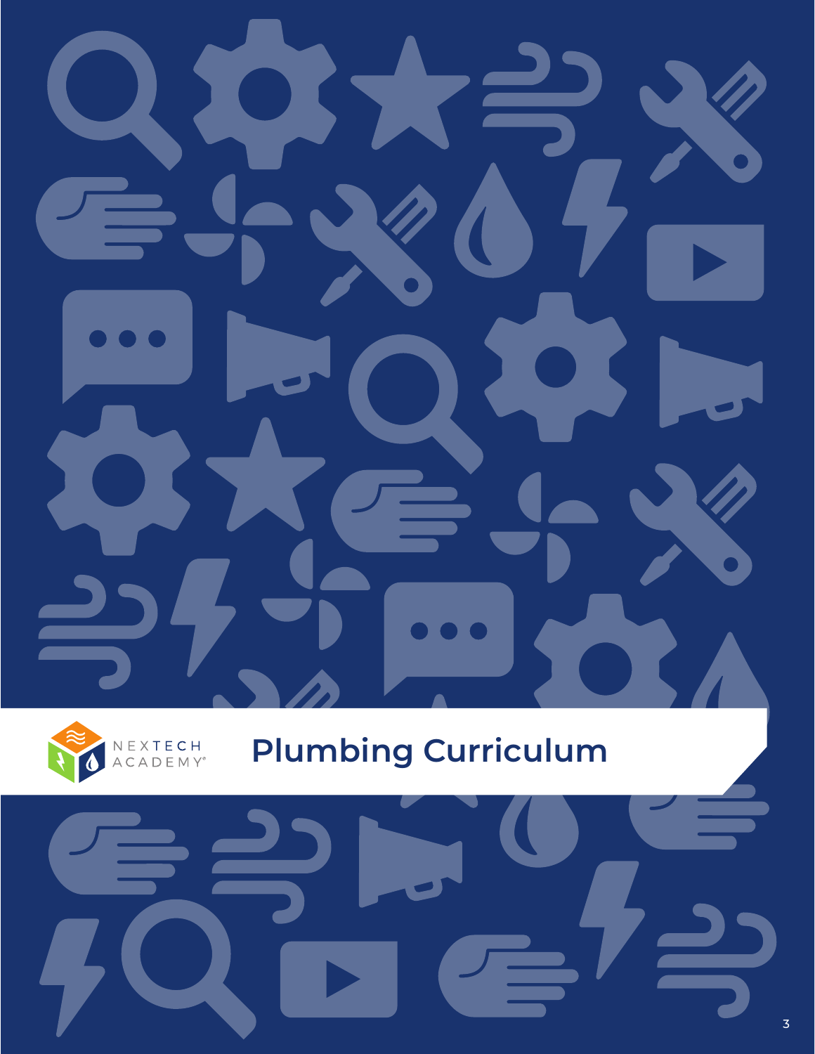NEXTECH ACADEMY®

# Plumbing Curriculum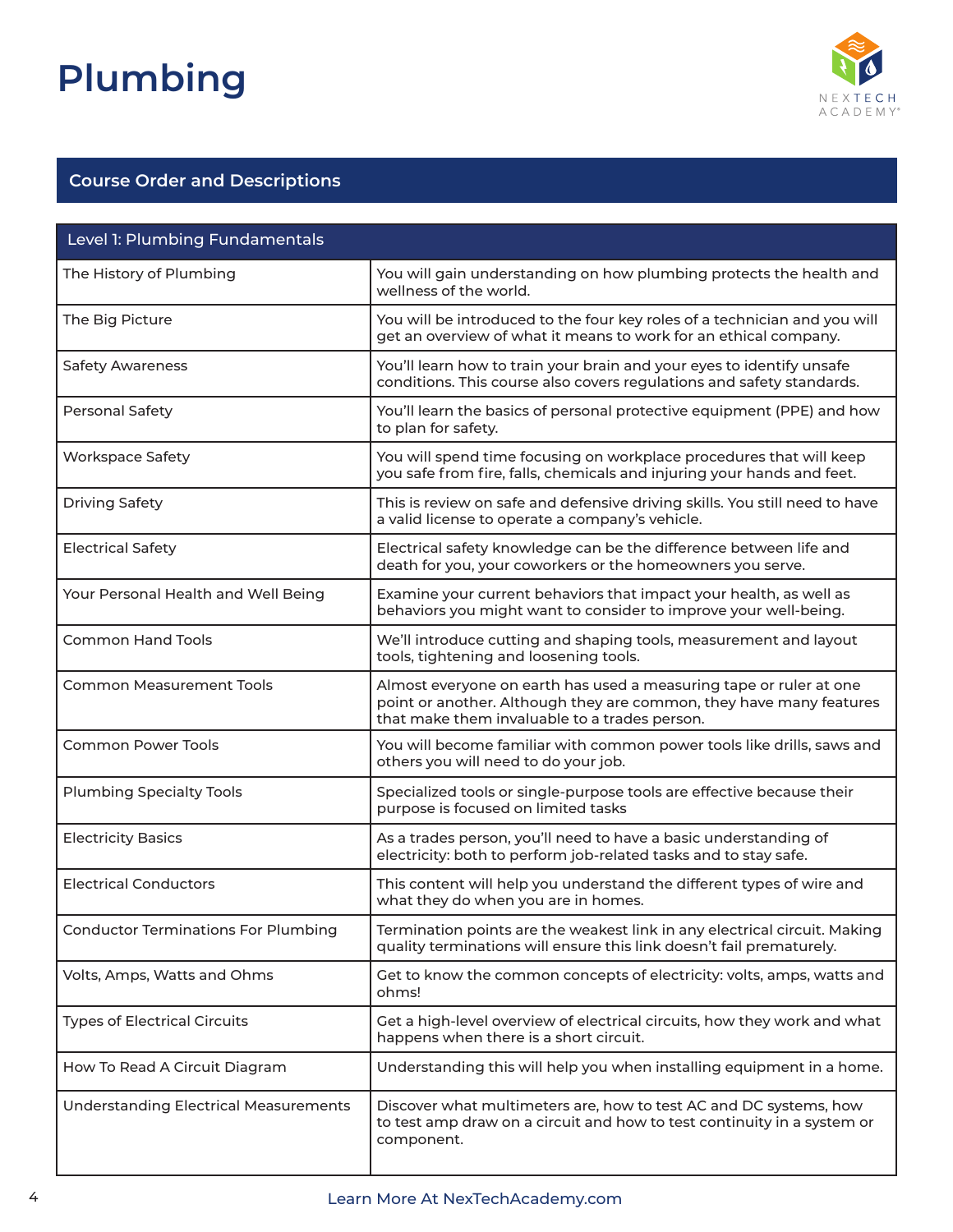# Plumbing

## Course Order and Descriptions

| Level 1: Plumbing Fundamentals | |
|---|---|
| The History of Plumbing | You will gain understanding on how plumbing protects the health and wellness of the world. |
| The Big Picture | You will be introduced to the four key roles of a technician and you will get an overview of what it means to work for an ethical company. |
| Safety Awareness | You'll learn how to train your brain and your eyes to identify unsafe conditions. This course also covers regulations and safety standards. |
| Personal Safety | You'll learn the basics of personal protective equipment (PPE) and how to plan for safety. |
| Workspace Safety | You will spend time focusing on workplace procedures that will keep you safe from fire, falls, chemicals and injuring your hands and feet. |
| Driving Safety | This is review on safe and defensive driving skills. You still need to have a valid license to operate a company's vehicle. |
| Electrical Safety | Electrical safety knowledge can be the difference between life and death for you, your coworkers or the homeowners you serve. |
| Your Personal Health and Well Being | Examine your current behaviors that impact your health, as well as behaviors you might want to consider to improve your well-being. |
| Common Hand Tools | We'll introduce cutting and shaping tools, measurement and layout tools, tightening and loosening tools. |
| Common Measurement Tools | Almost everyone on earth has used a measuring tape or ruler at one point or another. Although they are common, they have many features that make them invaluable to a trades person. |
| Common Power Tools | You will become familiar with common power tools like drills, saws and others you will need to do your job. |
| Plumbing Specialty Tools | Specialized tools or single-purpose tools are effective because their purpose is focused on limited tasks |
| Electricity Basics | As a trades person, you'll need to have a basic understanding of electricity: both to perform job-related tasks and to stay safe. |
| Electrical Conductors | This content will help you understand the different types of wire and what they do when you are in homes. |
| Conductor Terminations For Plumbing | Termination points are the weakest link in any electrical circuit. Making quality terminations will ensure this link doesn't fail prematurely. |
| Volts, Amps, Watts and Ohms | Get to know the common concepts of electricity: volts, amps, watts and ohms! |
| Types of Electrical Circuits | Get a high-level overview of electrical circuits, how they work and what happens when there is a short circuit. |
| How To Read A Circuit Diagram | Understanding this will help you when installing equipment in a home. |
| Understanding Electrical Measurements | Discover what multimeters are, how to test AC and DC systems, how to test amp draw on a circuit and how to test continuity in a system or component. |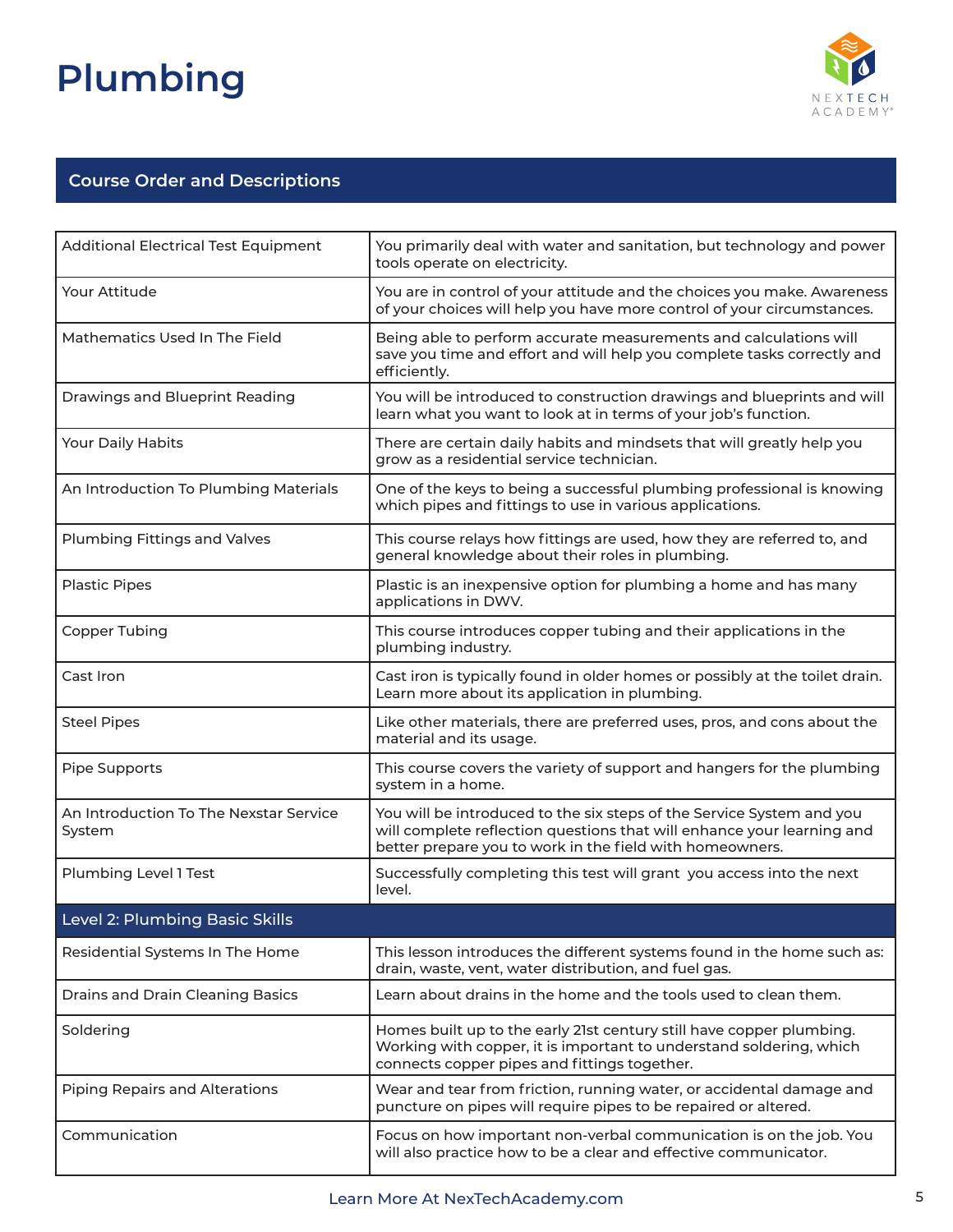# Plumbing

## Course Order and Descriptions

| | |
|---|---|
| Additional Electrical Test Equipment | You primarily deal with water and sanitation, but technology and power tools operate on electricity. |
| Your Attitude | You are in control of your attitude and the choices you make. Awareness of your choices will help you have more control of your circumstances. |
| Mathematics Used In The Field | Being able to perform accurate measurements and calculations will save you time and effort and will help you complete tasks correctly and efficiently. |
| Drawings and Blueprint Reading | You will be introduced to construction drawings and blueprints and will learn what you want to look at in terms of your job's function. |
| Your Daily Habits | There are certain daily habits and mindsets that will greatly help you grow as a residential service technician. |
| An Introduction To Plumbing Materials | One of the keys to being a successful plumbing professional is knowing which pipes and fittings to use in various applications. |
| Plumbing Fittings and Valves | This course relays how fittings are used, how they are referred to, and general knowledge about their roles in plumbing. |
| Plastic Pipes | Plastic is an inexpensive option for plumbing a home and has many applications in DWV. |
| Copper Tubing | This course introduces copper tubing and their applications in the plumbing industry. |
| Cast Iron | Cast iron is typically found in older homes or possibly at the toilet drain. Learn more about its application in plumbing. |
| Steel Pipes | Like other materials, there are preferred uses, pros, and cons about the material and its usage. |
| Pipe Supports | This course covers the variety of support and hangers for the plumbing system in a home. |
| An Introduction To The Nexstar Service System | You will be introduced to the six steps of the Service System and you will complete reflection questions that will enhance your learning and better prepare you to work in the field with homeowners. |
| Plumbing Level 1 Test | Successfully completing this test will grant you access into the next level. |
| **Level 2: Plumbing Basic Skills** | |
| Residential Systems In The Home | This lesson introduces the different systems found in the home such as: drain, waste, vent, water distribution, and fuel gas. |
| Drains and Drain Cleaning Basics | Learn about drains in the home and the tools used to clean them. |
| Soldering | Homes built up to the early 21st century still have copper plumbing. Working with copper, it is important to understand soldering, which connects copper pipes and fittings together. |
| Piping Repairs and Alterations | Wear and tear from friction, running water, or accidental damage and puncture on pipes will require pipes to be repaired or altered. |
| Communication | Focus on how important non-verbal communication is on the job. You will also practice how to be a clear and effective communicator. |

Learn More At NexTechAcademy.com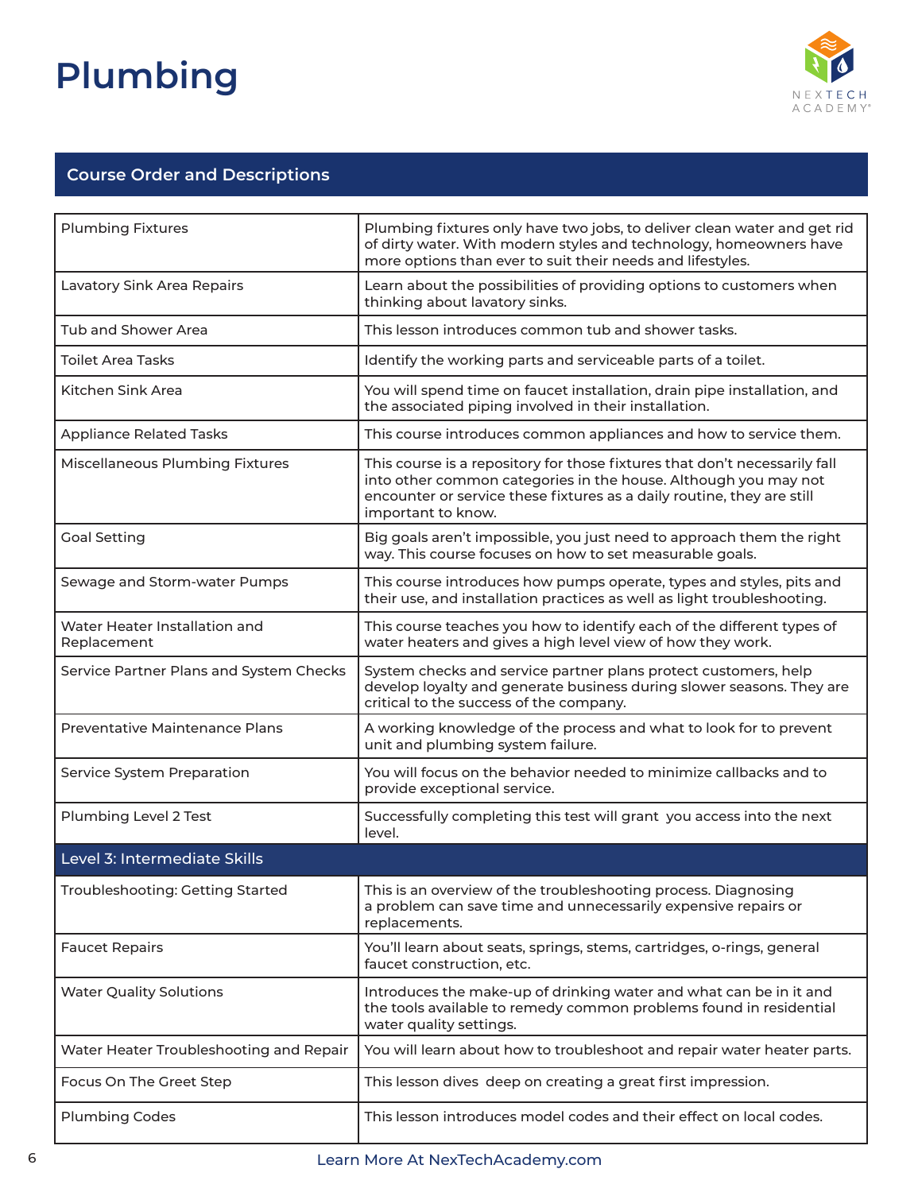# Plumbing

## Course Order and Descriptions

| | |
|---|---|
| Plumbing Fixtures | Plumbing fixtures only have two jobs, to deliver clean water and get rid of dirty water. With modern styles and technology, homeowners have more options than ever to suit their needs and lifestyles. |
| Lavatory Sink Area Repairs | Learn about the possibilities of providing options to customers when thinking about lavatory sinks. |
| Tub and Shower Area | This lesson introduces common tub and shower tasks. |
| Toilet Area Tasks | Identify the working parts and serviceable parts of a toilet. |
| Kitchen Sink Area | You will spend time on faucet installation, drain pipe installation, and the associated piping involved in their installation. |
| Appliance Related Tasks | This course introduces common appliances and how to service them. |
| Miscellaneous Plumbing Fixtures | This course is a repository for those fixtures that don't necessarily fall into other common categories in the house. Although you may not encounter or service these fixtures as a daily routine, they are still important to know. |
| Goal Setting | Big goals aren't impossible, you just need to approach them the right way. This course focuses on how to set measurable goals. |
| Sewage and Storm-water Pumps | This course introduces how pumps operate, types and styles, pits and their use, and installation practices as well as light troubleshooting. |
| Water Heater Installation and Replacement | This course teaches you how to identify each of the different types of water heaters and gives a high level view of how they work. |
| Service Partner Plans and System Checks | System checks and service partner plans protect customers, help develop loyalty and generate business during slower seasons. They are critical to the success of the company. |
| Preventative Maintenance Plans | A working knowledge of the process and what to look for to prevent unit and plumbing system failure. |
| Service System Preparation | You will focus on the behavior needed to minimize callbacks and to provide exceptional service. |
| Plumbing Level 2 Test | Successfully completing this test will grant you access into the next level. |
| **Level 3: Intermediate Skills** | |
| Troubleshooting: Getting Started | This is an overview of the troubleshooting process. Diagnosing a problem can save time and unnecessarily expensive repairs or replacements. |
| Faucet Repairs | You'll learn about seats, springs, stems, cartridges, o-rings, general faucet construction, etc. |
| Water Quality Solutions | Introduces the make-up of drinking water and what can be in it and the tools available to remedy common problems found in residential water quality settings. |
| Water Heater Troubleshooting and Repair | You will learn about how to troubleshoot and repair water heater parts. |
| Focus On The Greet Step | This lesson dives deep on creating a great first impression. |
| Plumbing Codes | This lesson introduces model codes and their effect on local codes. |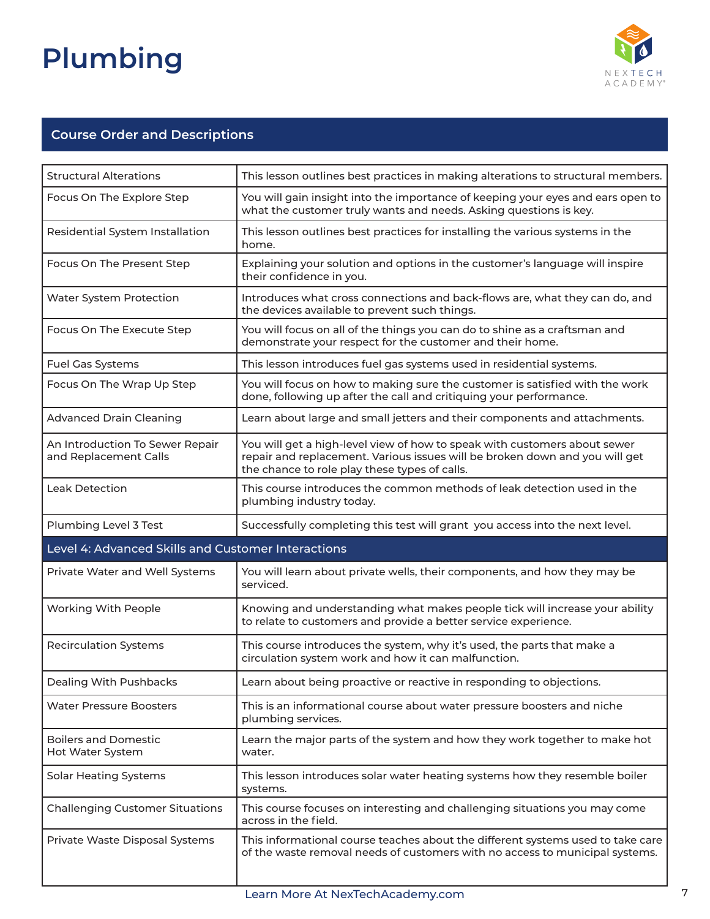# Plumbing

## Course Order and Descriptions

| | |
|---|---|
| Structural Alterations | This lesson outlines best practices in making alterations to structural members. |
| Focus On The Explore Step | You will gain insight into the importance of keeping your eyes and ears open to what the customer truly wants and needs. Asking questions is key. |
| Residential System Installation | This lesson outlines best practices for installing the various systems in the home. |
| Focus On The Present Step | Explaining your solution and options in the customer's language will inspire their confidence in you. |
| Water System Protection | Introduces what cross connections and back-flows are, what they can do, and the devices available to prevent such things. |
| Focus On The Execute Step | You will focus on all of the things you can do to shine as a craftsman and demonstrate your respect for the customer and their home. |
| Fuel Gas Systems | This lesson introduces fuel gas systems used in residential systems. |
| Focus On The Wrap Up Step | You will focus on how to making sure the customer is satisfied with the work done, following up after the call and critiquing your performance. |
| Advanced Drain Cleaning | Learn about large and small jetters and their components and attachments. |
| An Introduction To Sewer Repair and Replacement Calls | You will get a high-level view of how to speak with customers about sewer repair and replacement. Various issues will be broken down and you will get the chance to role play these types of calls. |
| Leak Detection | This course introduces the common methods of leak detection used in the plumbing industry today. |
| Plumbing Level 3 Test | Successfully completing this test will grant you access into the next level. |
| **Level 4: Advanced Skills and Customer Interactions** | |
| Private Water and Well Systems | You will learn about private wells, their components, and how they may be serviced. |
| Working With People | Knowing and understanding what makes people tick will increase your ability to relate to customers and provide a better service experience. |
| Recirculation Systems | This course introduces the system, why it's used, the parts that make a circulation system work and how it can malfunction. |
| Dealing With Pushbacks | Learn about being proactive or reactive in responding to objections. |
| Water Pressure Boosters | This is an informational course about water pressure boosters and niche plumbing services. |
| Boilers and Domestic Hot Water System | Learn the major parts of the system and how they work together to make hot water. |
| Solar Heating Systems | This lesson introduces solar water heating systems how they resemble boiler systems. |
| Challenging Customer Situations | This course focuses on interesting and challenging situations you may come across in the field. |
| Private Waste Disposal Systems | This informational course teaches about the different systems used to take care of the waste removal needs of customers with no access to municipal systems. |

Learn More At NexTechAcademy.com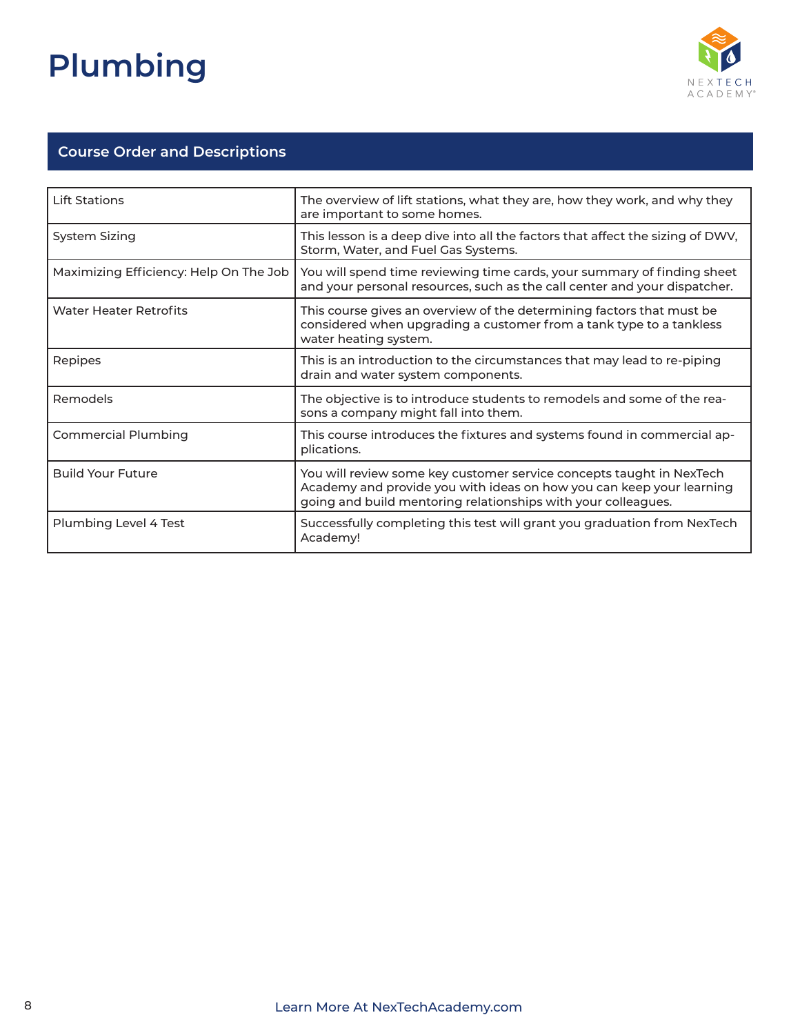# Plumbing

## Course Order and Descriptions

| | |
|---|---|
| Lift Stations | The overview of lift stations, what they are, how they work, and why they are important to some homes. |
| System Sizing | This lesson is a deep dive into all the factors that affect the sizing of DWV, Storm, Water, and Fuel Gas Systems. |
| Maximizing Efficiency: Help On The Job | You will spend time reviewing time cards, your summary of finding sheet and your personal resources, such as the call center and your dispatcher. |
| Water Heater Retrofits | This course gives an overview of the determining factors that must be considered when upgrading a customer from a tank type to a tankless water heating system. |
| Repipes | This is an introduction to the circumstances that may lead to re-piping drain and water system components. |
| Remodels | The objective is to introduce students to remodels and some of the reasons a company might fall into them. |
| Commercial Plumbing | This course introduces the fixtures and systems found in commercial applications. |
| Build Your Future | You will review some key customer service concepts taught in NexTech Academy and provide you with ideas on how you can keep your learning going and build mentoring relationships with your colleagues. |
| Plumbing Level 4 Test | Successfully completing this test will grant you graduation from NexTech Academy! |

Learn More At NexTechAcademy.com